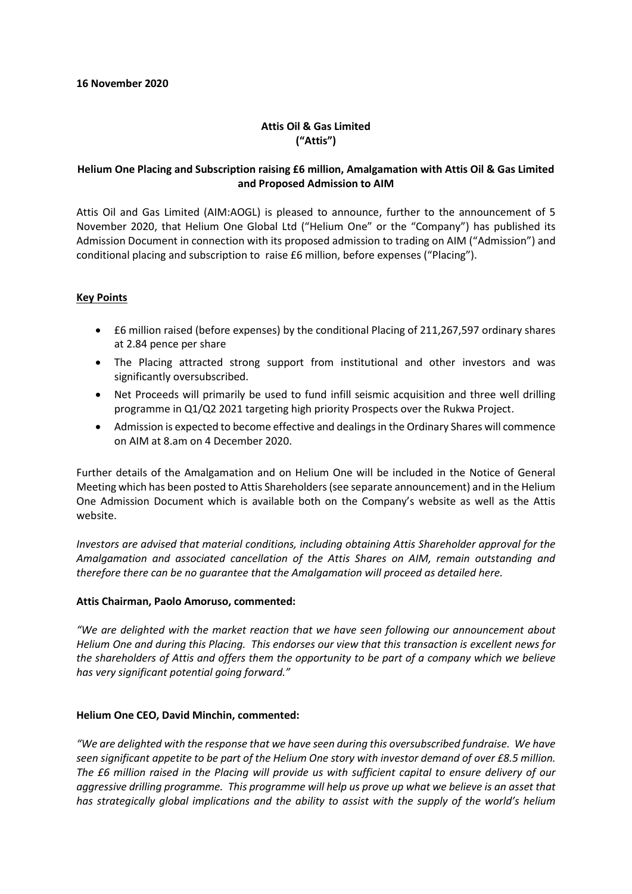**16 November 2020**

**Attis Oil & Gas Limited**
**("Attis")**

**Helium One Placing and Subscription raising £6 million, Amalgamation with Attis Oil & Gas Limited and Proposed Admission to AIM**

Attis Oil and Gas Limited (AIM:AOGL) is pleased to announce, further to the announcement of 5 November 2020, that Helium One Global Ltd ("Helium One" or the "Company") has published its Admission Document in connection with its proposed admission to trading on AIM ("Admission") and conditional placing and subscription to raise £6 million, before expenses ("Placing").

**Key Points**

- £6 million raised (before expenses) by the conditional Placing of 211,267,597 ordinary shares at 2.84 pence per share
- The Placing attracted strong support from institutional and other investors and was significantly oversubscribed.
- Net Proceeds will primarily be used to fund infill seismic acquisition and three well drilling programme in Q1/Q2 2021 targeting high priority Prospects over the Rukwa Project.
- Admission is expected to become effective and dealings in the Ordinary Shares will commence on AIM at 8.am on 4 December 2020.

Further details of the Amalgamation and on Helium One will be included in the Notice of General Meeting which has been posted to Attis Shareholders (see separate announcement) and in the Helium One Admission Document which is available both on the Company's website as well as the Attis website.

*Investors are advised that material conditions, including obtaining Attis Shareholder approval for the Amalgamation and associated cancellation of the Attis Shares on AIM, remain outstanding and therefore there can be no guarantee that the Amalgamation will proceed as detailed here.*

**Attis Chairman, Paolo Amoruso, commented:**

*"We are delighted with the market reaction that we have seen following our announcement about Helium One and during this Placing. This endorses our view that this transaction is excellent news for the shareholders of Attis and offers them the opportunity to be part of a company which we believe has very significant potential going forward."*

**Helium One CEO, David Minchin, commented:**

*"We are delighted with the response that we have seen during this oversubscribed fundraise. We have seen significant appetite to be part of the Helium One story with investor demand of over £8.5 million. The £6 million raised in the Placing will provide us with sufficient capital to ensure delivery of our aggressive drilling programme. This programme will help us prove up what we believe is an asset that has strategically global implications and the ability to assist with the supply of the world's helium*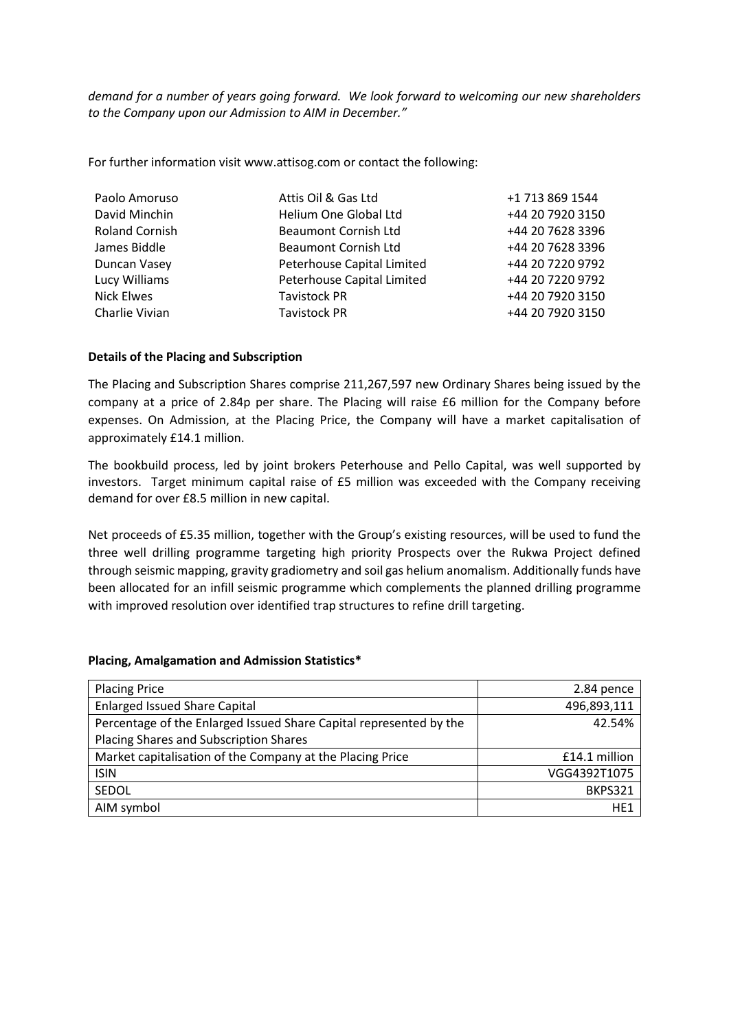*demand for a number of years going forward. We look forward to welcoming our new shareholders to the Company upon our Admission to AIM in December."*

For further information visit www.attisog.com or contact the following:

| | | |
|---|---|---|
| Paolo Amoruso | Attis Oil & Gas Ltd | +1 713 869 1544 |
| David Minchin | Helium One Global Ltd | +44 20 7920 3150 |
| Roland Cornish | Beaumont Cornish Ltd | +44 20 7628 3396 |
| James Biddle | Beaumont Cornish Ltd | +44 20 7628 3396 |
| Duncan Vasey | Peterhouse Capital Limited | +44 20 7220 9792 |
| Lucy Williams | Peterhouse Capital Limited | +44 20 7220 9792 |
| Nick Elwes | Tavistock PR | +44 20 7920 3150 |
| Charlie Vivian | Tavistock PR | +44 20 7920 3150 |

**Details of the Placing and Subscription**

The Placing and Subscription Shares comprise 211,267,597 new Ordinary Shares being issued by the company at a price of 2.84p per share. The Placing will raise £6 million for the Company before expenses. On Admission, at the Placing Price, the Company will have a market capitalisation of approximately £14.1 million.

The bookbuild process, led by joint brokers Peterhouse and Pello Capital, was well supported by investors. Target minimum capital raise of £5 million was exceeded with the Company receiving demand for over £8.5 million in new capital.

Net proceeds of £5.35 million, together with the Group's existing resources, will be used to fund the three well drilling programme targeting high priority Prospects over the Rukwa Project defined through seismic mapping, gravity gradiometry and soil gas helium anomalism. Additionally funds have been allocated for an infill seismic programme which complements the planned drilling programme with improved resolution over identified trap structures to refine drill targeting.

**Placing, Amalgamation and Admission Statistics***

| | |
|---|---|
| Placing Price | 2.84 pence |
| Enlarged Issued Share Capital | 496,893,111 |
| Percentage of the Enlarged Issued Share Capital represented by the Placing Shares and Subscription Shares | 42.54% |
| Market capitalisation of the Company at the Placing Price | £14.1 million |
| ISIN | VGG4392T1075 |
| SEDOL | BKPS321 |
| AIM symbol | HE1 |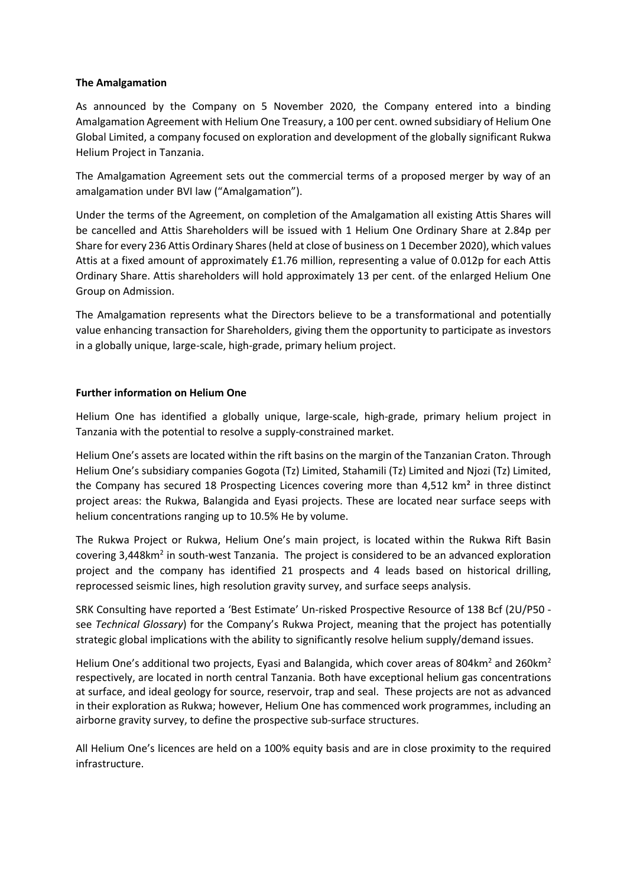**The Amalgamation**

As announced by the Company on 5 November 2020, the Company entered into a binding Amalgamation Agreement with Helium One Treasury, a 100 per cent. owned subsidiary of Helium One Global Limited, a company focused on exploration and development of the globally significant Rukwa Helium Project in Tanzania.

The Amalgamation Agreement sets out the commercial terms of a proposed merger by way of an amalgamation under BVI law ("Amalgamation").

Under the terms of the Agreement, on completion of the Amalgamation all existing Attis Shares will be cancelled and Attis Shareholders will be issued with 1 Helium One Ordinary Share at 2.84p per Share for every 236 Attis Ordinary Shares (held at close of business on 1 December 2020), which values Attis at a fixed amount of approximately £1.76 million, representing a value of 0.012p for each Attis Ordinary Share. Attis shareholders will hold approximately 13 per cent. of the enlarged Helium One Group on Admission.

The Amalgamation represents what the Directors believe to be a transformational and potentially value enhancing transaction for Shareholders, giving them the opportunity to participate as investors in a globally unique, large-scale, high-grade, primary helium project.

**Further information on Helium One**

Helium One has identified a globally unique, large-scale, high-grade, primary helium project in Tanzania with the potential to resolve a supply-constrained market.

Helium One's assets are located within the rift basins on the margin of the Tanzanian Craton. Through Helium One's subsidiary companies Gogota (Tz) Limited, Stahamili (Tz) Limited and Njozi (Tz) Limited, the Company has secured 18 Prospecting Licences covering more than 4,512 km² in three distinct project areas: the Rukwa, Balangida and Eyasi projects. These are located near surface seeps with helium concentrations ranging up to 10.5% He by volume.

The Rukwa Project or Rukwa, Helium One's main project, is located within the Rukwa Rift Basin covering 3,448km² in south-west Tanzania. The project is considered to be an advanced exploration project and the company has identified 21 prospects and 4 leads based on historical drilling, reprocessed seismic lines, high resolution gravity survey, and surface seeps analysis.

SRK Consulting have reported a 'Best Estimate' Un-risked Prospective Resource of 138 Bcf (2U/P50 - see *Technical Glossary*) for the Company's Rukwa Project, meaning that the project has potentially strategic global implications with the ability to significantly resolve helium supply/demand issues.

Helium One's additional two projects, Eyasi and Balangida, which cover areas of 804km² and 260km² respectively, are located in north central Tanzania. Both have exceptional helium gas concentrations at surface, and ideal geology for source, reservoir, trap and seal. These projects are not as advanced in their exploration as Rukwa; however, Helium One has commenced work programmes, including an airborne gravity survey, to define the prospective sub-surface structures.

All Helium One's licences are held on a 100% equity basis and are in close proximity to the required infrastructure.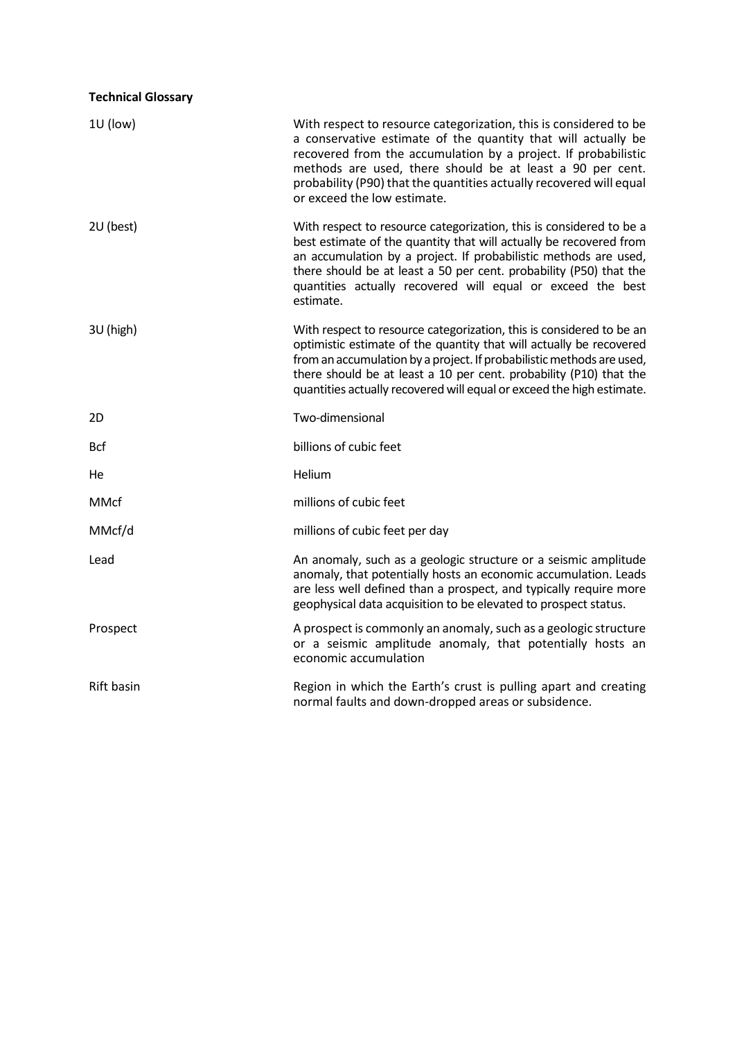**Technical Glossary**

| | |
|---|---|
| 1U (low) | With respect to resource categorization, this is considered to be a conservative estimate of the quantity that will actually be recovered from the accumulation by a project. If probabilistic methods are used, there should be at least a 90 per cent. probability (P90) that the quantities actually recovered will equal or exceed the low estimate. |
| 2U (best) | With respect to resource categorization, this is considered to be a best estimate of the quantity that will actually be recovered from an accumulation by a project. If probabilistic methods are used, there should be at least a 50 per cent. probability (P50) that the quantities actually recovered will equal or exceed the best estimate. |
| 3U (high) | With respect to resource categorization, this is considered to be an optimistic estimate of the quantity that will actually be recovered from an accumulation by a project. If probabilistic methods are used, there should be at least a 10 per cent. probability (P10) that the quantities actually recovered will equal or exceed the high estimate. |
| 2D | Two-dimensional |
| Bcf | billions of cubic feet |
| He | Helium |
| MMcf | millions of cubic feet |
| MMcf/d | millions of cubic feet per day |
| Lead | An anomaly, such as a geologic structure or a seismic amplitude anomaly, that potentially hosts an economic accumulation. Leads are less well defined than a prospect, and typically require more geophysical data acquisition to be elevated to prospect status. |
| Prospect | A prospect is commonly an anomaly, such as a geologic structure or a seismic amplitude anomaly, that potentially hosts an economic accumulation |
| Rift basin | Region in which the Earth's crust is pulling apart and creating normal faults and down-dropped areas or subsidence. |